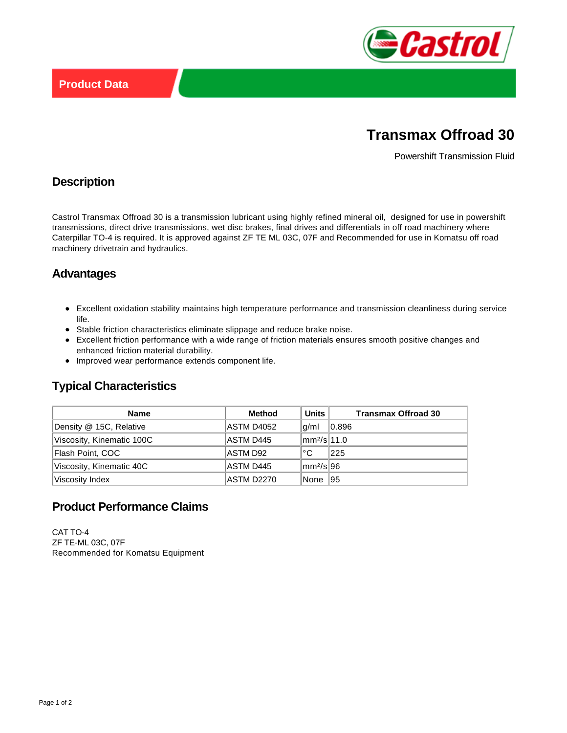Product Data

# Transmax Offroad 30

Powershift Transmission Fluid

## Description

Castrol Transmax Offroad 30 is a transmission lubricant using highly refined mineral oil,  designed for use in powershift transmissions, direct drive transmissions, wet disc brakes, final drives and differentials in off road machinery where Caterpillar TO-4 is required. It is approved against ZF TE ML 03C, 07F and Recommended for use in Komatsu off road machinery drivetrain and hydraulics.

## Advantages

- Excellent oxidation stability maintains high temperature performance and transmission cleanliness during service life.
- Stable friction characteristics eliminate slippage and reduce brake noise.
- Excellent friction performance with a wide range of friction materials ensures smooth positive changes and enhanced friction material durability.
- Improved wear performance extends component life.

## Typical Characteristics

| Name | Method | Units | Transmax Offroad 30 |
|---|---|---|---|
| Density @ 15C, Relative | ASTM D4052 | g/ml | 0.896 |
| Viscosity, Kinematic 100C | ASTM D445 | $mm^2/s$ | 11.0 |
| Flash Point, COC | ASTM D92 | °C | 225 |
| Viscosity, Kinematic 40C | ASTM D445 | $mm^2/s$ | 96 |
| Viscosity Index | ASTM D2270 | None | 95 |

## Product Performance Claims

CAT TO-4
ZF TE-ML 03C, 07F
Recommended for Komatsu Equipment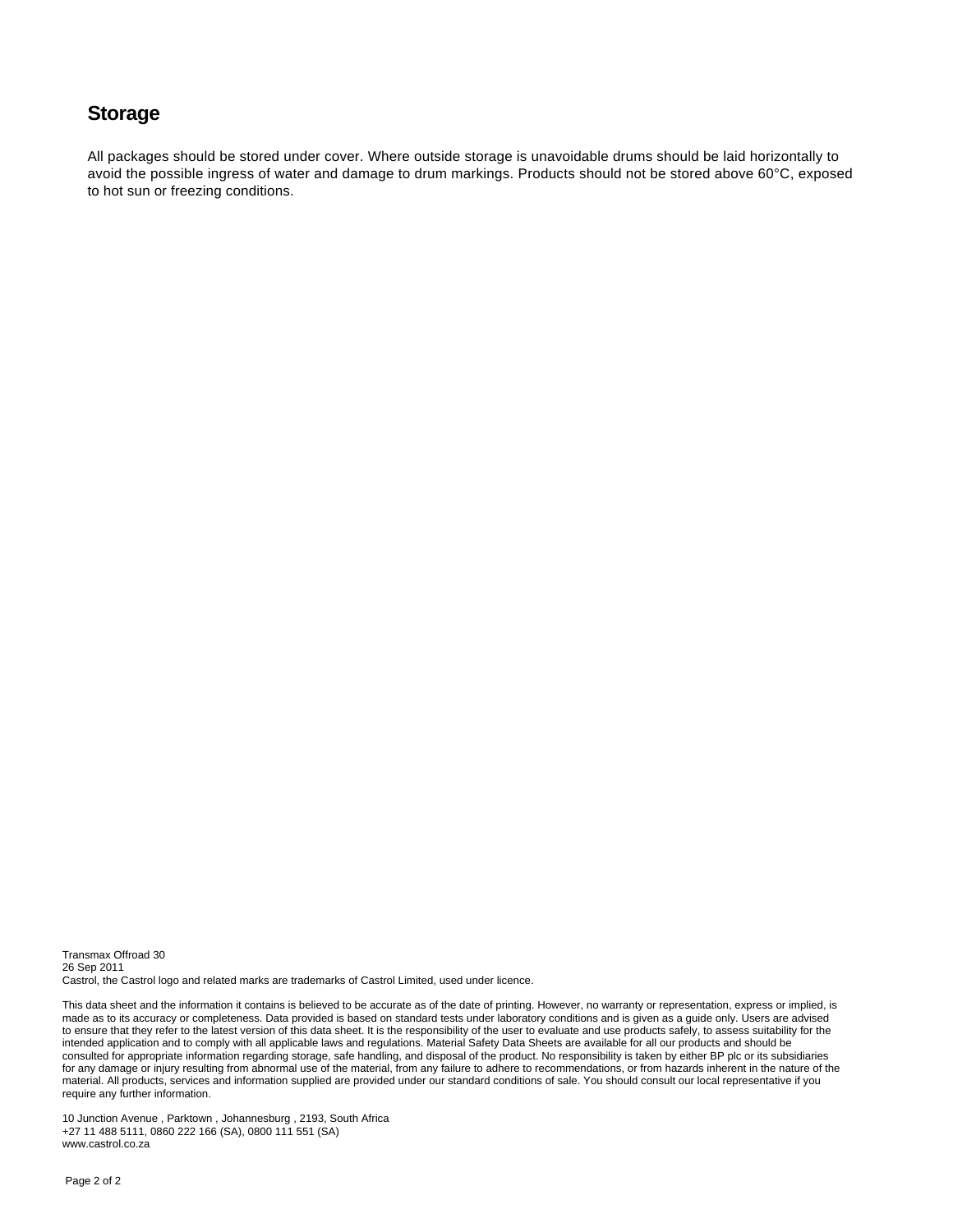## Storage

All packages should be stored under cover. Where outside storage is unavoidable drums should be laid horizontally to avoid the possible ingress of water and damage to drum markings. Products should not be stored above 60°C, exposed to hot sun or freezing conditions.

Transmax Offroad 30
26 Sep 2011
Castrol, the Castrol logo and related marks are trademarks of Castrol Limited, used under licence.

This data sheet and the information it contains is believed to be accurate as of the date of printing. However, no warranty or representation, express or implied, is made as to its accuracy or completeness. Data provided is based on standard tests under laboratory conditions and is given as a guide only. Users are advised to ensure that they refer to the latest version of this data sheet. It is the responsibility of the user to evaluate and use products safely, to assess suitability for the intended application and to comply with all applicable laws and regulations. Material Safety Data Sheets are available for all our products and should be consulted for appropriate information regarding storage, safe handling, and disposal of the product. No responsibility is taken by either BP plc or its subsidiaries for any damage or injury resulting from abnormal use of the material, from any failure to adhere to recommendations, or from hazards inherent in the nature of the material. All products, services and information supplied are provided under our standard conditions of sale. You should consult our local representative if you require any further information.

10 Junction Avenue , Parktown , Johannesburg , 2193, South Africa
+27 11 488 5111, 0860 222 166 (SA), 0800 111 551 (SA)
www.castrol.co.za